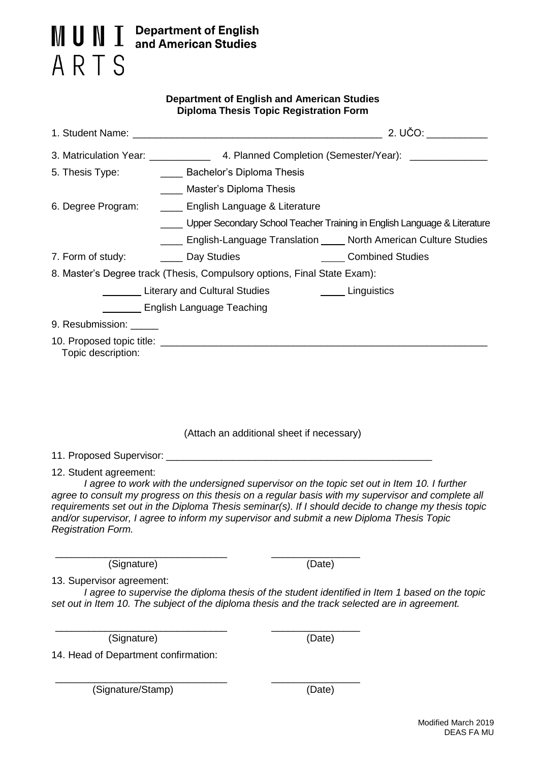MUNI ARTS **Department of English and American Studies**

**Department of English and American Studies**
**Diploma Thesis Topic Registration Form**

1. Student Name: ______________________________________________ 2. UČO: ___________

3. Matriculation Year: ___________ 4. Planned Completion (Semester/Year): ______________

5. Thesis Type: ____ Bachelor's Diploma Thesis

   ____ Master's Diploma Thesis

6. Degree Program: ____ English Language & Literature

   ____ Upper Secondary School Teacher Training in English Language & Literature

   ____ English-Language Translation ____ North American Culture Studies

7. Form of study: ____ Day Studies ____ Combined Studies

8. Master's Degree track (Thesis, Compulsory options, Final State Exam):

   _______ Literary and Cultural Studies _____ Linguistics

   _______ English Language Teaching

9. Resubmission: _____

10. Proposed topic title: ____________________________________________________________

    Topic description:

(Attach an additional sheet if necessary)

11. Proposed Supervisor: __________________________________________________

12. Student agreement:

*I agree to work with the undersigned supervisor on the topic set out in Item 10. I further agree to consult my progress on this thesis on a regular basis with my supervisor and complete all requirements set out in the Diploma Thesis seminar(s). If I should decide to change my thesis topic and/or supervisor, I agree to inform my supervisor and submit a new Diploma Thesis Topic Registration Form.*

______________________________ (Signature) ________________ (Date)

13. Supervisor agreement:

*I agree to supervise the diploma thesis of the student identified in Item 1 based on the topic set out in Item 10. The subject of the diploma thesis and the track selected are in agreement.*

______________________________ (Signature) ________________ (Date)

14. Head of Department confirmation:

______________________________ (Signature/Stamp) ________________ (Date)

Modified March 2019
DEAS FA MU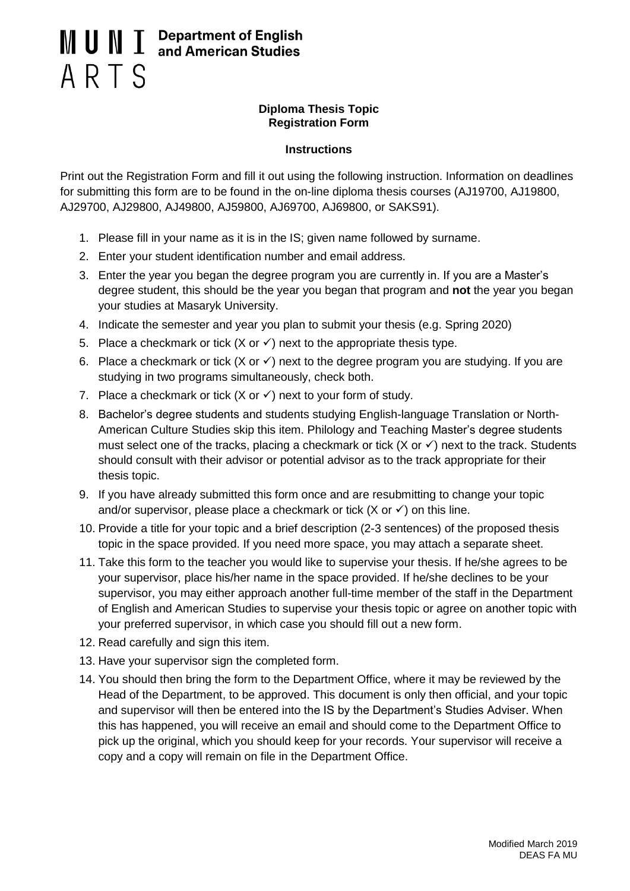MUNI ARTS **Department of English and American Studies**

**Diploma Thesis Topic Registration Form**

**Instructions**

Print out the Registration Form and fill it out using the following instruction. Information on deadlines for submitting this form are to be found in the on-line diploma thesis courses (AJ19700, AJ19800, AJ29700, AJ29800, AJ49800, AJ59800, AJ69700, AJ69800, or SAKS91).

1. Please fill in your name as it is in the IS; given name followed by surname.
2. Enter your student identification number and email address.
3. Enter the year you began the degree program you are currently in. If you are a Master's degree student, this should be the year you began that program and **not** the year you began your studies at Masaryk University.
4. Indicate the semester and year you plan to submit your thesis (e.g. Spring 2020)
5. Place a checkmark or tick (X or ✓) next to the appropriate thesis type.
6. Place a checkmark or tick (X or ✓) next to the degree program you are studying. If you are studying in two programs simultaneously, check both.
7. Place a checkmark or tick (X or ✓) next to your form of study.
8. Bachelor's degree students and students studying English-language Translation or North-American Culture Studies skip this item. Philology and Teaching Master's degree students must select one of the tracks, placing a checkmark or tick (X or ✓) next to the track. Students should consult with their advisor or potential advisor as to the track appropriate for their thesis topic.
9. If you have already submitted this form once and are resubmitting to change your topic and/or supervisor, please place a checkmark or tick (X or ✓) on this line.
10. Provide a title for your topic and a brief description (2-3 sentences) of the proposed thesis topic in the space provided. If you need more space, you may attach a separate sheet.
11. Take this form to the teacher you would like to supervise your thesis. If he/she agrees to be your supervisor, place his/her name in the space provided. If he/she declines to be your supervisor, you may either approach another full-time member of the staff in the Department of English and American Studies to supervise your thesis topic or agree on another topic with your preferred supervisor, in which case you should fill out a new form.
12. Read carefully and sign this item.
13. Have your supervisor sign the completed form.
14. You should then bring the form to the Department Office, where it may be reviewed by the Head of the Department, to be approved. This document is only then official, and your topic and supervisor will then be entered into the IS by the Department's Studies Adviser. When this has happened, you will receive an email and should come to the Department Office to pick up the original, which you should keep for your records. Your supervisor will receive a copy and a copy will remain on file in the Department Office.

Modified March 2019
DEAS FA MU